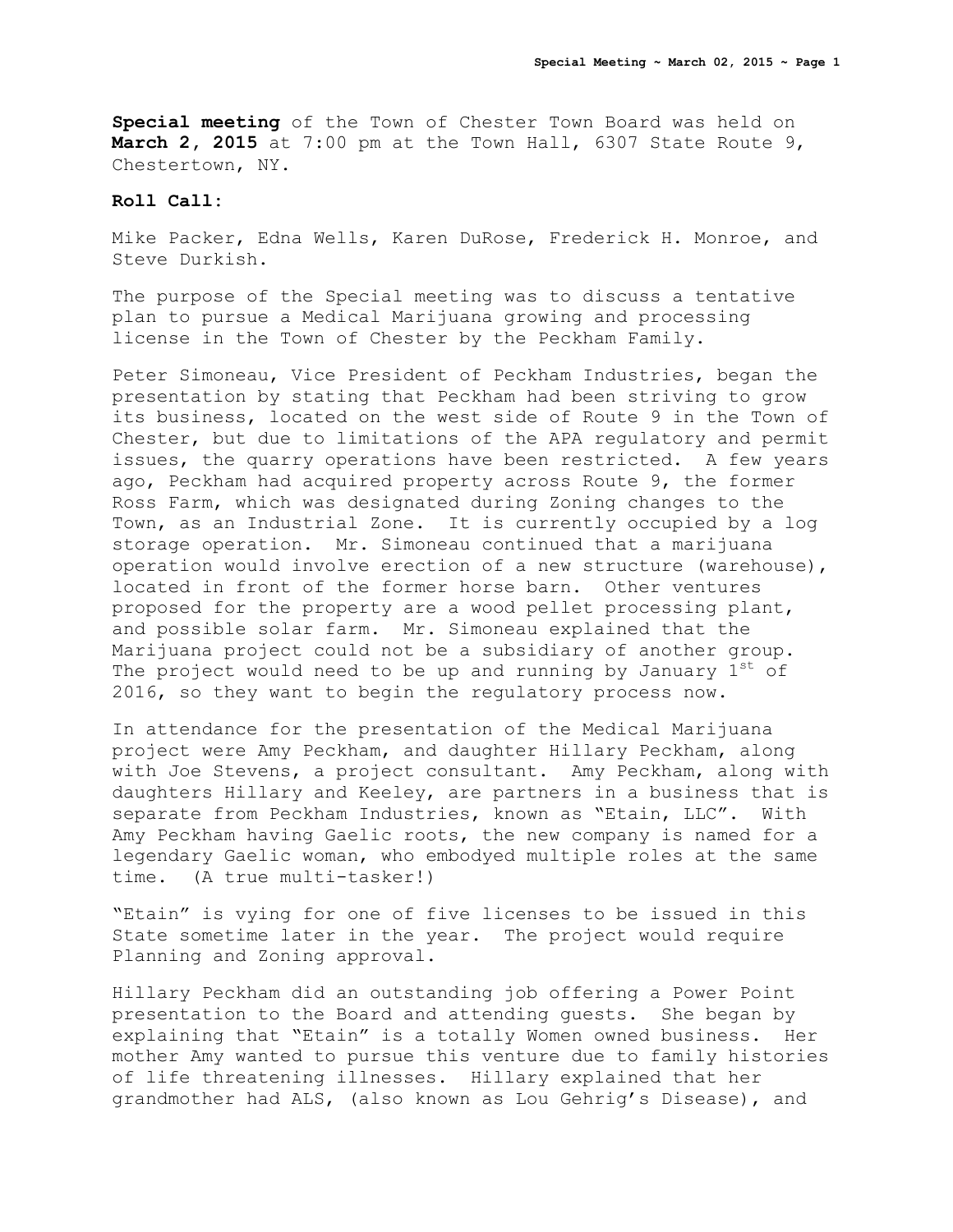**Special meeting** of the Town of Chester Town Board was held on **March 2, 2015** at 7:00 pm at the Town Hall, 6307 State Route 9, Chestertown, NY.

**Roll Call:**

Mike Packer, Edna Wells, Karen DuRose, Frederick H. Monroe, and Steve Durkish.

The purpose of the Special meeting was to discuss a tentative plan to pursue a Medical Marijuana growing and processing license in the Town of Chester by the Peckham Family.

Peter Simoneau, Vice President of Peckham Industries, began the presentation by stating that Peckham had been striving to grow its business, located on the west side of Route 9 in the Town of Chester, but due to limitations of the APA regulatory and permit issues, the quarry operations have been restricted. A few years ago, Peckham had acquired property across Route 9, the former Ross Farm, which was designated during Zoning changes to the Town, as an Industrial Zone. It is currently occupied by a log storage operation. Mr. Simoneau continued that a marijuana operation would involve erection of a new structure (warehouse), located in front of the former horse barn. Other ventures proposed for the property are a wood pellet processing plant, and possible solar farm. Mr. Simoneau explained that the Marijuana project could not be a subsidiary of another group. The project would need to be up and running by January 1st of 2016, so they want to begin the regulatory process now.

In attendance for the presentation of the Medical Marijuana project were Amy Peckham, and daughter Hillary Peckham, along with Joe Stevens, a project consultant. Amy Peckham, along with daughters Hillary and Keeley, are partners in a business that is separate from Peckham Industries, known as "Etain, LLC". With Amy Peckham having Gaelic roots, the new company is named for a legendary Gaelic woman, who embodyed multiple roles at the same time. (A true multi-tasker!)

"Etain" is vying for one of five licenses to be issued in this State sometime later in the year. The project would require Planning and Zoning approval.

Hillary Peckham did an outstanding job offering a Power Point presentation to the Board and attending guests. She began by explaining that "Etain" is a totally Women owned business. Her mother Amy wanted to pursue this venture due to family histories of life threatening illnesses. Hillary explained that her grandmother had ALS, (also known as Lou Gehrig's Disease), and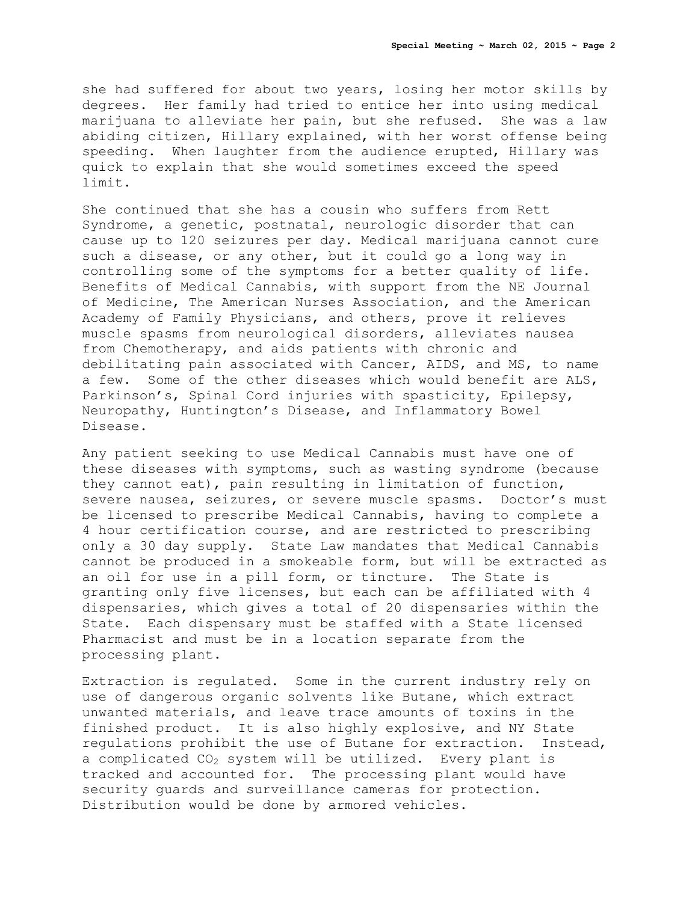she had suffered for about two years, losing her motor skills by degrees. Her family had tried to entice her into using medical marijuana to alleviate her pain, but she refused. She was a law abiding citizen, Hillary explained, with her worst offense being speeding. When laughter from the audience erupted, Hillary was quick to explain that she would sometimes exceed the speed limit.

She continued that she has a cousin who suffers from Rett Syndrome, a genetic, postnatal, neurologic disorder that can cause up to 120 seizures per day. Medical marijuana cannot cure such a disease, or any other, but it could go a long way in controlling some of the symptoms for a better quality of life. Benefits of Medical Cannabis, with support from the NE Journal of Medicine, The American Nurses Association, and the American Academy of Family Physicians, and others, prove it relieves muscle spasms from neurological disorders, alleviates nausea from Chemotherapy, and aids patients with chronic and debilitating pain associated with Cancer, AIDS, and MS, to name a few. Some of the other diseases which would benefit are ALS, Parkinson's, Spinal Cord injuries with spasticity, Epilepsy, Neuropathy, Huntington's Disease, and Inflammatory Bowel Disease.

Any patient seeking to use Medical Cannabis must have one of these diseases with symptoms, such as wasting syndrome (because they cannot eat), pain resulting in limitation of function, severe nausea, seizures, or severe muscle spasms. Doctor's must be licensed to prescribe Medical Cannabis, having to complete a 4 hour certification course, and are restricted to prescribing only a 30 day supply. State Law mandates that Medical Cannabis cannot be produced in a smokeable form, but will be extracted as an oil for use in a pill form, or tincture. The State is granting only five licenses, but each can be affiliated with 4 dispensaries, which gives a total of 20 dispensaries within the State. Each dispensary must be staffed with a State licensed Pharmacist and must be in a location separate from the processing plant.

Extraction is regulated. Some in the current industry rely on use of dangerous organic solvents like Butane, which extract unwanted materials, and leave trace amounts of toxins in the finished product. It is also highly explosive, and NY State regulations prohibit the use of Butane for extraction. Instead, a complicated $CO_2$ system will be utilized. Every plant is tracked and accounted for. The processing plant would have security guards and surveillance cameras for protection. Distribution would be done by armored vehicles.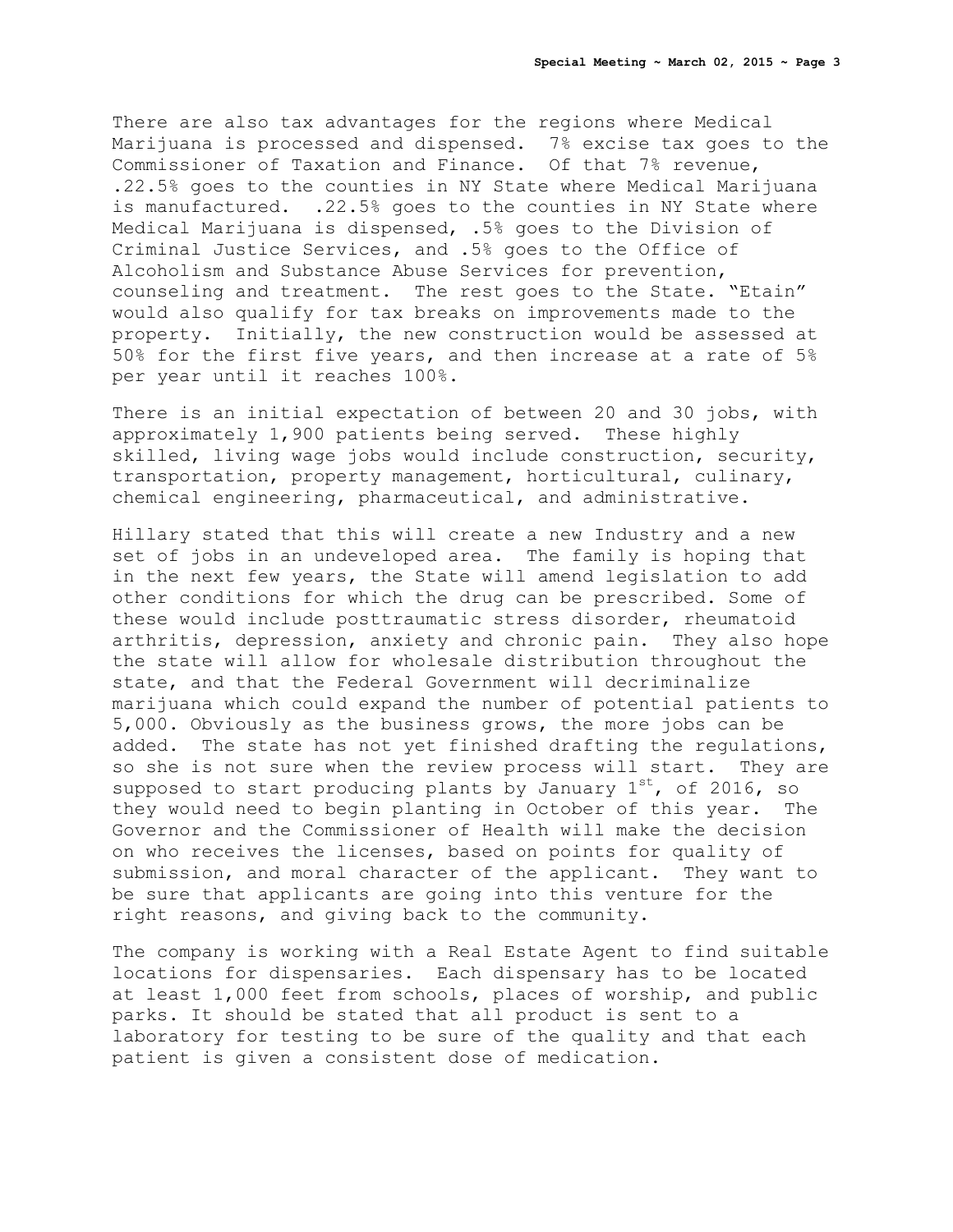There are also tax advantages for the regions where Medical Marijuana is processed and dispensed. 7% excise tax goes to the Commissioner of Taxation and Finance. Of that 7% revenue, .22.5% goes to the counties in NY State where Medical Marijuana is manufactured. .22.5% goes to the counties in NY State where Medical Marijuana is dispensed, .5% goes to the Division of Criminal Justice Services, and .5% goes to the Office of Alcoholism and Substance Abuse Services for prevention, counseling and treatment. The rest goes to the State. "Etain" would also qualify for tax breaks on improvements made to the property. Initially, the new construction would be assessed at 50% for the first five years, and then increase at a rate of 5% per year until it reaches 100%.

There is an initial expectation of between 20 and 30 jobs, with approximately 1,900 patients being served. These highly skilled, living wage jobs would include construction, security, transportation, property management, horticultural, culinary, chemical engineering, pharmaceutical, and administrative.

Hillary stated that this will create a new Industry and a new set of jobs in an undeveloped area. The family is hoping that in the next few years, the State will amend legislation to add other conditions for which the drug can be prescribed. Some of these would include posttraumatic stress disorder, rheumatoid arthritis, depression, anxiety and chronic pain. They also hope the state will allow for wholesale distribution throughout the state, and that the Federal Government will decriminalize marijuana which could expand the number of potential patients to 5,000. Obviously as the business grows, the more jobs can be added. The state has not yet finished drafting the regulations, so she is not sure when the review process will start. They are supposed to start producing plants by January 1st, of 2016, so they would need to begin planting in October of this year. The Governor and the Commissioner of Health will make the decision on who receives the licenses, based on points for quality of submission, and moral character of the applicant. They want to be sure that applicants are going into this venture for the right reasons, and giving back to the community.

The company is working with a Real Estate Agent to find suitable locations for dispensaries. Each dispensary has to be located at least 1,000 feet from schools, places of worship, and public parks. It should be stated that all product is sent to a laboratory for testing to be sure of the quality and that each patient is given a consistent dose of medication.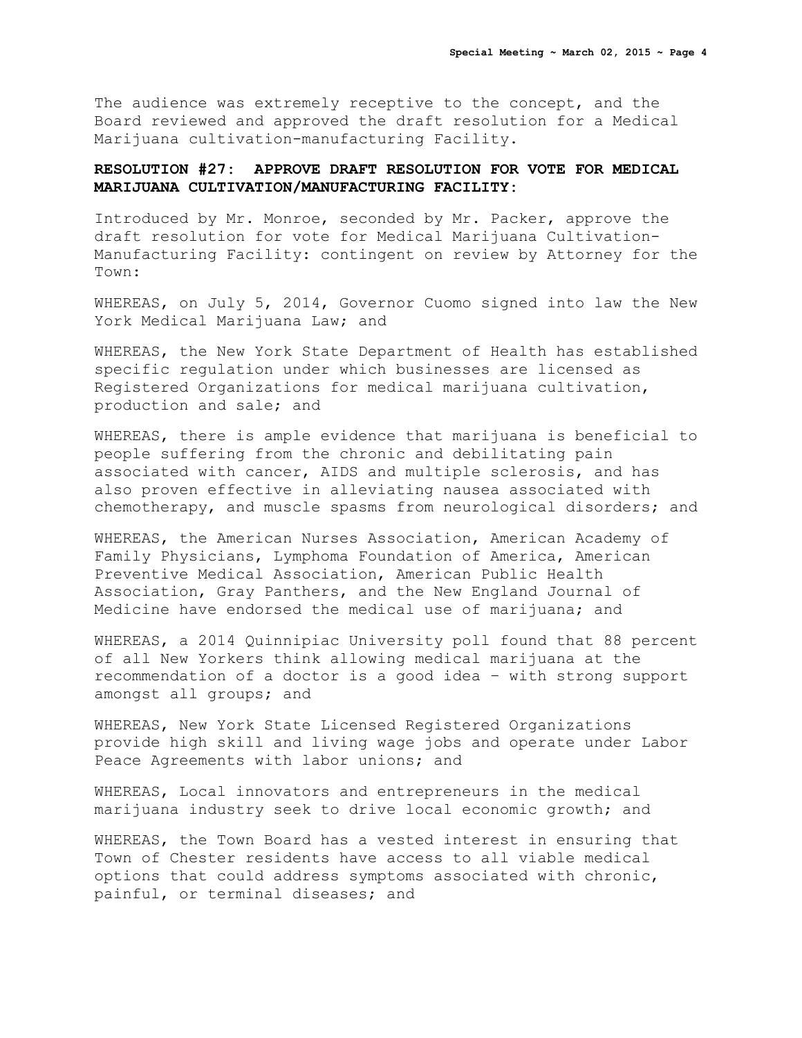The audience was extremely receptive to the concept, and the Board reviewed and approved the draft resolution for a Medical Marijuana cultivation-manufacturing Facility.

**RESOLUTION #27: APPROVE DRAFT RESOLUTION FOR VOTE FOR MEDICAL MARIJUANA CULTIVATION/MANUFACTURING FACILITY:**

Introduced by Mr. Monroe, seconded by Mr. Packer, approve the draft resolution for vote for Medical Marijuana Cultivation-Manufacturing Facility: contingent on review by Attorney for the Town:

WHEREAS, on July 5, 2014, Governor Cuomo signed into law the New York Medical Marijuana Law; and

WHEREAS, the New York State Department of Health has established specific regulation under which businesses are licensed as Registered Organizations for medical marijuana cultivation, production and sale; and

WHEREAS, there is ample evidence that marijuana is beneficial to people suffering from the chronic and debilitating pain associated with cancer, AIDS and multiple sclerosis, and has also proven effective in alleviating nausea associated with chemotherapy, and muscle spasms from neurological disorders; and

WHEREAS, the American Nurses Association, American Academy of Family Physicians, Lymphoma Foundation of America, American Preventive Medical Association, American Public Health Association, Gray Panthers, and the New England Journal of Medicine have endorsed the medical use of marijuana; and

WHEREAS, a 2014 Quinnipiac University poll found that 88 percent of all New Yorkers think allowing medical marijuana at the recommendation of a doctor is a good idea – with strong support amongst all groups; and

WHEREAS, New York State Licensed Registered Organizations provide high skill and living wage jobs and operate under Labor Peace Agreements with labor unions; and

WHEREAS, Local innovators and entrepreneurs in the medical marijuana industry seek to drive local economic growth; and

WHEREAS, the Town Board has a vested interest in ensuring that Town of Chester residents have access to all viable medical options that could address symptoms associated with chronic, painful, or terminal diseases; and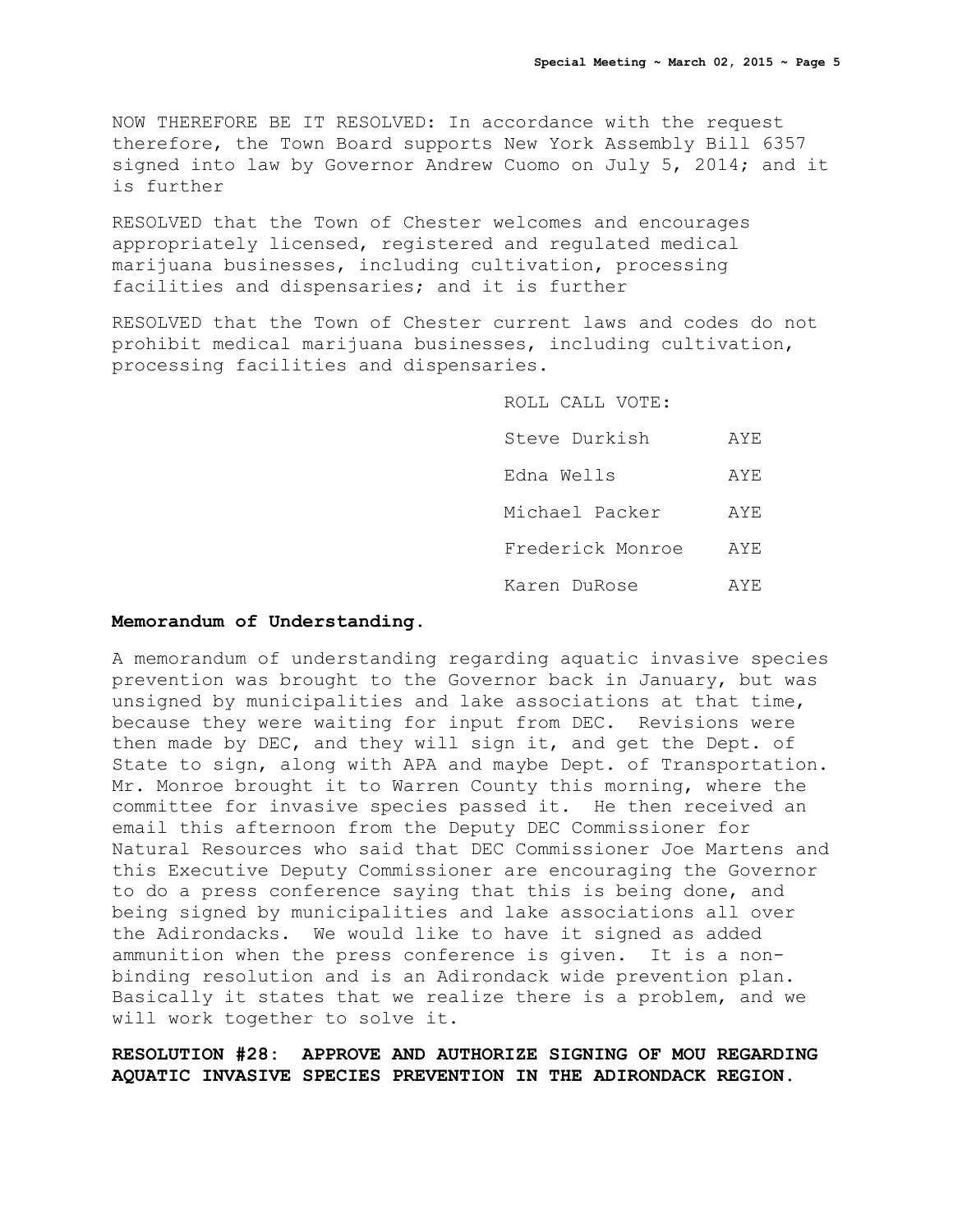NOW THEREFORE BE IT RESOLVED: In accordance with the request therefore, the Town Board supports New York Assembly Bill 6357 signed into law by Governor Andrew Cuomo on July 5, 2014; and it is further

RESOLVED that the Town of Chester welcomes and encourages appropriately licensed, registered and regulated medical marijuana businesses, including cultivation, processing facilities and dispensaries; and it is further

RESOLVED that the Town of Chester current laws and codes do not prohibit medical marijuana businesses, including cultivation, processing facilities and dispensaries.

ROLL CALL VOTE:

| | |
|---|---|
| Steve Durkish | AYE |
| Edna Wells | AYE |
| Michael Packer | AYE |
| Frederick Monroe | AYE |
| Karen DuRose | AYE |

**Memorandum of Understanding.**

A memorandum of understanding regarding aquatic invasive species prevention was brought to the Governor back in January, but was unsigned by municipalities and lake associations at that time, because they were waiting for input from DEC. Revisions were then made by DEC, and they will sign it, and get the Dept. of State to sign, along with APA and maybe Dept. of Transportation. Mr. Monroe brought it to Warren County this morning, where the committee for invasive species passed it. He then received an email this afternoon from the Deputy DEC Commissioner for Natural Resources who said that DEC Commissioner Joe Martens and this Executive Deputy Commissioner are encouraging the Governor to do a press conference saying that this is being done, and being signed by municipalities and lake associations all over the Adirondacks. We would like to have it signed as added ammunition when the press conference is given. It is a non-binding resolution and is an Adirondack wide prevention plan. Basically it states that we realize there is a problem, and we will work together to solve it.

**RESOLUTION #28: APPROVE AND AUTHORIZE SIGNING OF MOU REGARDING AQUATIC INVASIVE SPECIES PREVENTION IN THE ADIRONDACK REGION.**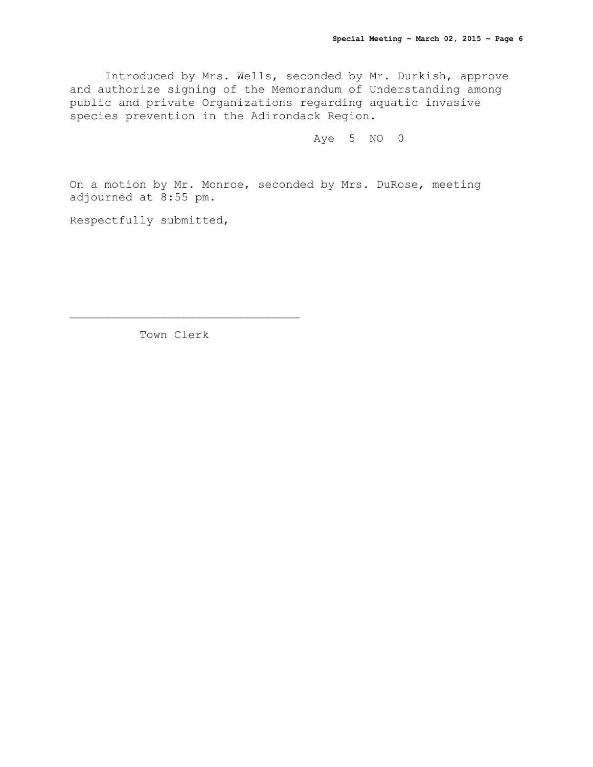Introduced by Mrs. Wells, seconded by Mr. Durkish, approve and authorize signing of the Memorandum of Understanding among public and private Organizations regarding aquatic invasive species prevention in the Adirondack Region.

Aye 5 NO 0

On a motion by Mr. Monroe, seconded by Mrs. DuRose, meeting adjourned at 8:55 pm.

Respectfully submitted,

\_\_\_\_\_\_\_\_\_\_\_\_\_\_\_\_\_\_\_\_\_\_\_\_\_\_\_\_\_\_\_\_\_\_

Town Clerk